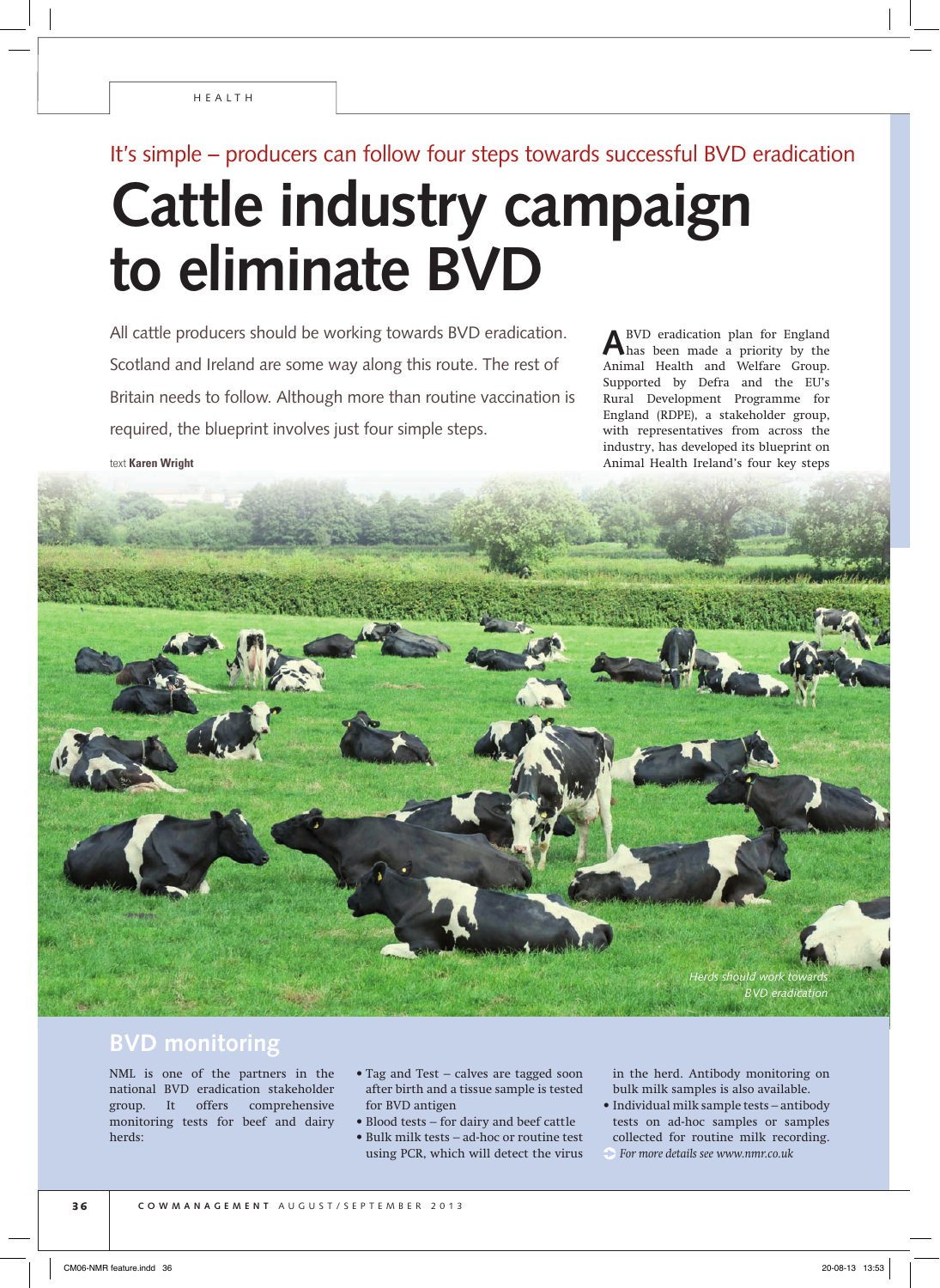HEALTH

It's simple – producers can follow four steps towards successful BVD eradication

# Cattle industry campaign to eliminate BVD

All cattle producers should be working towards BVD eradication. Scotland and Ireland are some way along this route. The rest of Britain needs to follow. Although more than routine vaccination is required, the blueprint involves just four simple steps.

text **Karen Wright**

A BVD eradication plan for England has been made a priority by the Animal Health and Welfare Group. Supported by Defra and the EU's Rural Development Programme for England (RDPE), a stakeholder group, with representatives from across the industry, has developed its blueprint on Animal Health Ireland's four key steps

*Herds should work towards BVD eradication*

## BVD monitoring

NML is one of the partners in the national BVD eradication stakeholder group. It offers comprehensive monitoring tests for beef and dairy herds:

- Tag and Test – calves are tagged soon after birth and a tissue sample is tested for BVD antigen
- Blood tests – for dairy and beef cattle
- Bulk milk tests – ad-hoc or routine test using PCR, which will detect the virus in the herd. Antibody monitoring on bulk milk samples is also available.
- Individual milk sample tests – antibody tests on ad-hoc samples or samples collected for routine milk recording.

*For more details see www.nmr.co.uk*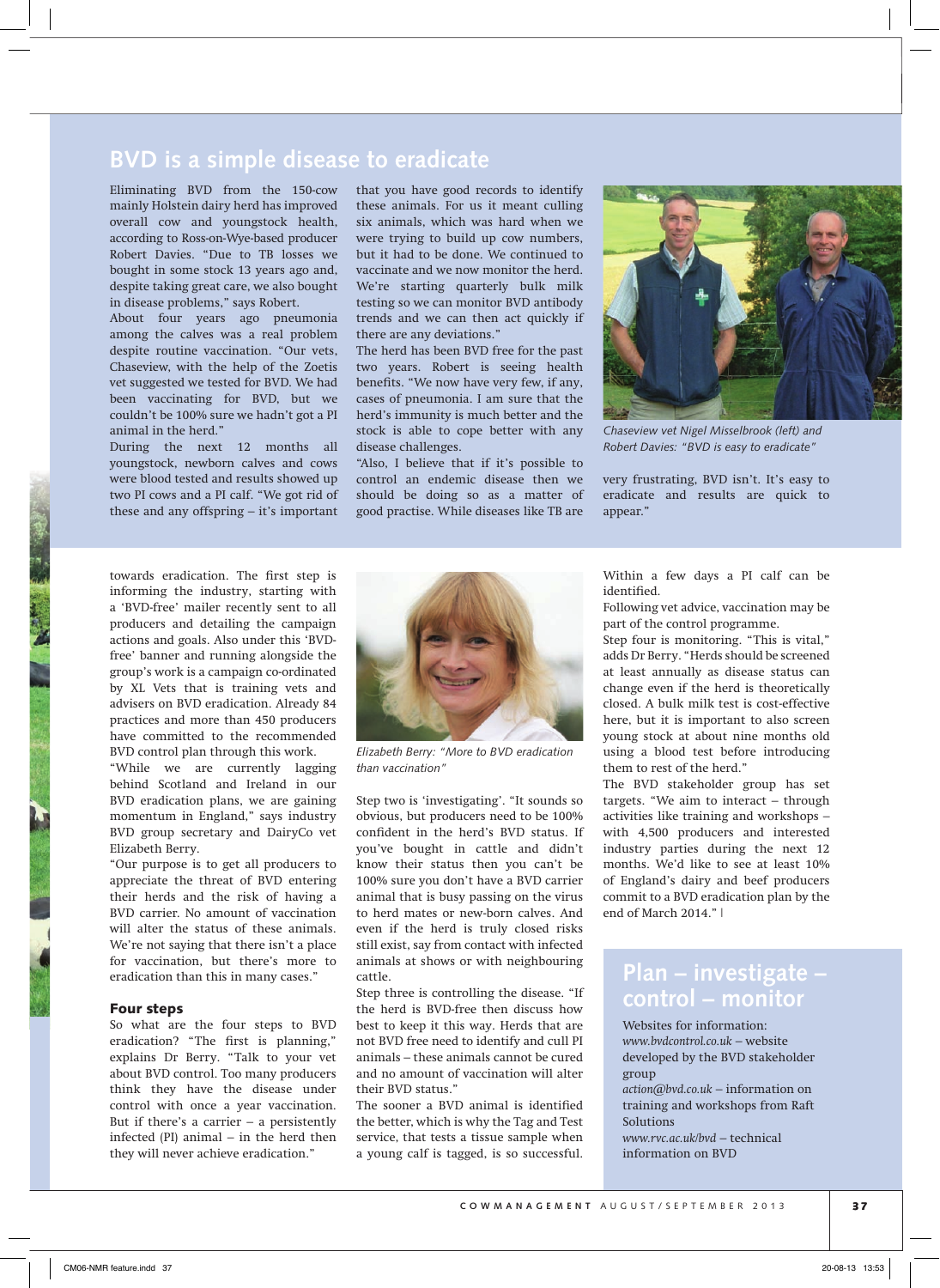## BVD is a simple disease to eradicate

Eliminating BVD from the 150-cow mainly Holstein dairy herd has improved overall cow and youngstock health, according to Ross-on-Wye-based producer Robert Davies. "Due to TB losses we bought in some stock 13 years ago and, despite taking great care, we also bought in disease problems," says Robert.

About four years ago pneumonia among the calves was a real problem despite routine vaccination. "Our vets, Chaseview, with the help of the Zoetis vet suggested we tested for BVD. We had been vaccinating for BVD, but we couldn't be 100% sure we hadn't got a PI animal in the herd."

During the next 12 months all youngstock, newborn calves and cows were blood tested and results showed up two PI cows and a PI calf. "We got rid of these and any offspring – it's important that you have good records to identify these animals. For us it meant culling six animals, which was hard when we were trying to build up cow numbers, but it had to be done. We continued to vaccinate and we now monitor the herd. We're starting quarterly bulk milk testing so we can monitor BVD antibody trends and we can then act quickly if there are any deviations."

The herd has been BVD free for the past two years. Robert is seeing health benefits. "We now have very few, if any, cases of pneumonia. I am sure that the herd's immunity is much better and the stock is able to cope better with any disease challenges.

"Also, I believe that if it's possible to control an endemic disease then we should be doing so as a matter of good practise. While diseases like TB are very frustrating, BVD isn't. It's easy to eradicate and results are quick to appear."

*Chaseview vet Nigel Misselbrook (left) and Robert Davies: "BVD is easy to eradicate"*

towards eradication. The first step is informing the industry, starting with a 'BVD-free' mailer recently sent to all producers and detailing the campaign actions and goals. Also under this 'BVD-free' banner and running alongside the group's work is a campaign co-ordinated by XL Vets that is training vets and advisers on BVD eradication. Already 84 practices and more than 450 producers have committed to the recommended BVD control plan through this work.

"While we are currently lagging behind Scotland and Ireland in our BVD eradication plans, we are gaining momentum in England," says industry BVD group secretary and DairyCo vet Elizabeth Berry.

"Our purpose is to get all producers to appreciate the threat of BVD entering their herds and the risk of having a BVD carrier. No amount of vaccination will alter the status of these animals. We're not saying that there isn't a place for vaccination, but there's more to eradication than this in many cases."

### Four steps

So what are the four steps to BVD eradication? "The first is planning," explains Dr Berry. "Talk to your vet about BVD control. Too many producers think they have the disease under control with once a year vaccination. But if there's a carrier – a persistently infected (PI) animal – in the herd then they will never achieve eradication."

*Elizabeth Berry: "More to BVD eradication than vaccination"*

Step two is 'investigating'. "It sounds so obvious, but producers need to be 100% confident in the herd's BVD status. If you've bought in cattle and didn't know their status then you can't be 100% sure you don't have a BVD carrier animal that is busy passing on the virus to herd mates or new-born calves. And even if the herd is truly closed risks still exist, say from contact with infected animals at shows or with neighbouring cattle.

Step three is controlling the disease. "If the herd is BVD-free then discuss how best to keep it this way. Herds that are not BVD free need to identify and cull PI animals – these animals cannot be cured and no amount of vaccination will alter their BVD status."

The sooner a BVD animal is identified the better, which is why the Tag and Test service, that tests a tissue sample when a young calf is tagged, is so successful. Within a few days a PI calf can be identified.

Following vet advice, vaccination may be part of the control programme.

Step four is monitoring. "This is vital," adds Dr Berry. "Herds should be screened at least annually as disease status can change even if the herd is theoretically closed. A bulk milk test is cost-effective here, but it is important to also screen young stock at about nine months old using a blood test before introducing them to rest of the herd."

The BVD stakeholder group has set targets. "We aim to interact – through activities like training and workshops – with 4,500 producers and interested industry parties during the next 12 months. We'd like to see at least 10% of England's dairy and beef producers commit to a BVD eradication plan by the end of March 2014." |

## Plan – investigate – control – monitor

Websites for information:
*www.bvdcontrol.co.uk* – website developed by the BVD stakeholder group
*action@bvd.co.uk* – information on training and workshops from Raft Solutions
*www.rvc.ac.uk/bvd* – technical information on BVD